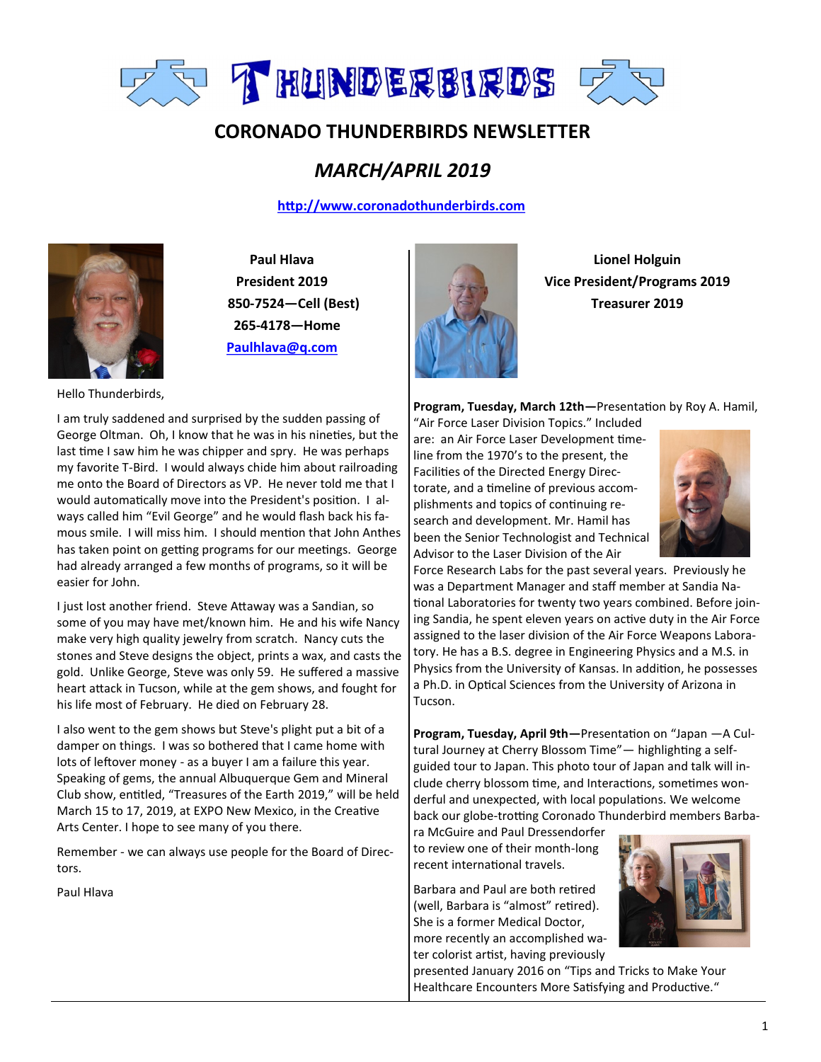# CORONADO THUNDERBIRDS NEWSLETTER

## *MARCH/APRIL 2019*

http://www.coronadothunderbirds.com

**Paul Hlava**
**President 2019**
**850-7524—Cell (Best)**
**265-4178—Home**
**Paulhlava@q.com**

**Lionel Holguin**
**Vice President/Programs 2019**
**Treasurer 2019**

Hello Thunderbirds,

I am truly saddened and surprised by the sudden passing of George Oltman. Oh, I know that he was in his nineties, but the last time I saw him he was chipper and spry. He was perhaps my favorite T-Bird. I would always chide him about railroading me onto the Board of Directors as VP. He never told me that I would automatically move into the President's position. I always called him "Evil George" and he would flash back his famous smile. I will miss him. I should mention that John Anthes has taken point on getting programs for our meetings. George had already arranged a few months of programs, so it will be easier for John.

I just lost another friend. Steve Attaway was a Sandian, so some of you may have met/known him. He and his wife Nancy make very high quality jewelry from scratch. Nancy cuts the stones and Steve designs the object, prints a wax, and casts the gold. Unlike George, Steve was only 59. He suffered a massive heart attack in Tucson, while at the gem shows, and fought for his life most of February. He died on February 28.

I also went to the gem shows but Steve's plight put a bit of a damper on things. I was so bothered that I came home with lots of leftover money - as a buyer I am a failure this year. Speaking of gems, the annual Albuquerque Gem and Mineral Club show, entitled, "Treasures of the Earth 2019," will be held March 15 to 17, 2019, at EXPO New Mexico, in the Creative Arts Center. I hope to see many of you there.

Remember - we can always use people for the Board of Directors.

Paul Hlava

**Program, Tuesday, March 12th—**Presentation by Roy A. Hamil, "Air Force Laser Division Topics." Included are: an Air Force Laser Development timeline from the 1970's to the present, the Facilities of the Directed Energy Directorate, and a timeline of previous accomplishments and topics of continuing research and development. Mr. Hamil has been the Senior Technologist and Technical Advisor to the Laser Division of the Air Force Research Labs for the past several years. Previously he was a Department Manager and staff member at Sandia National Laboratories for twenty two years combined. Before joining Sandia, he spent eleven years on active duty in the Air Force assigned to the laser division of the Air Force Weapons Laboratory. He has a B.S. degree in Engineering Physics and a M.S. in Physics from the University of Kansas. In addition, he possesses a Ph.D. in Optical Sciences from the University of Arizona in Tucson.

**Program, Tuesday, April 9th—**Presentation on "Japan —A Cultural Journey at Cherry Blossom Time"— highlighting a self-guided tour to Japan. This photo tour of Japan and talk will include cherry blossom time, and Interactions, sometimes wonderful and unexpected, with local populations. We welcome back our globe-trotting Coronado Thunderbird members Barbara McGuire and Paul Dressendorfer to review one of their month-long recent international travels.

Barbara and Paul are both retired (well, Barbara is "almost" retired). She is a former Medical Doctor, more recently an accomplished water colorist artist, having previously presented January 2016 on "Tips and Tricks to Make Your Healthcare Encounters More Satisfying and Productive."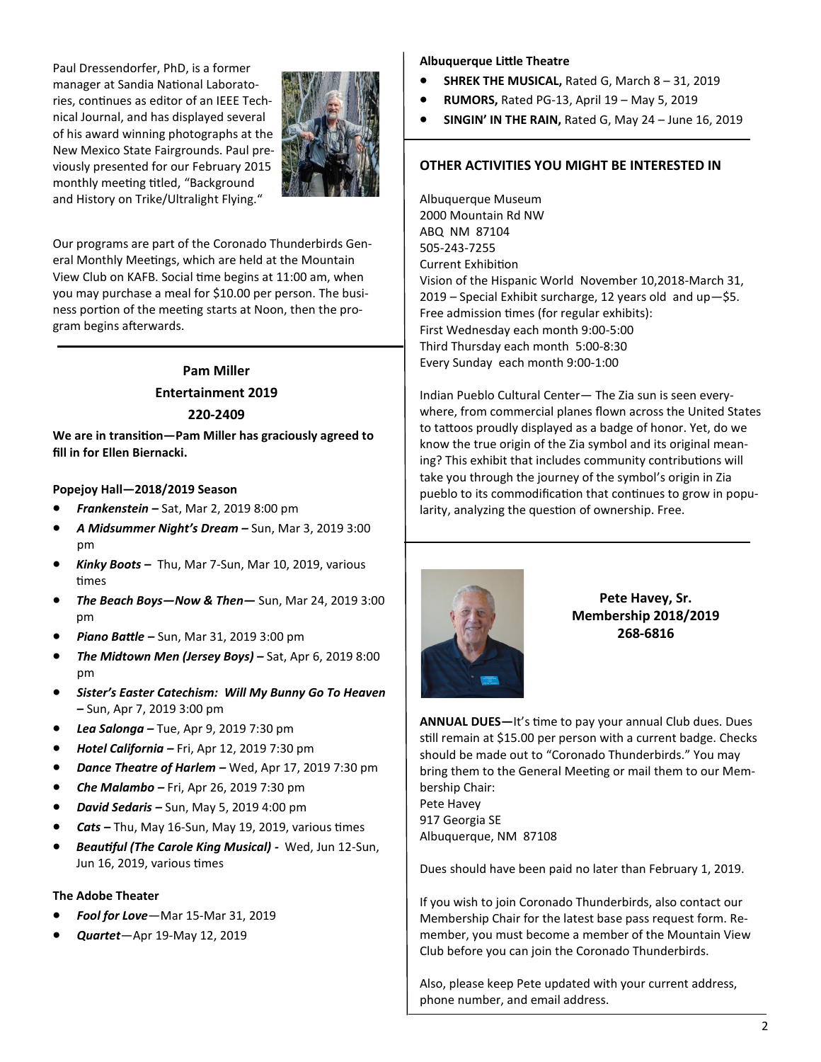Paul Dressendorfer, PhD, is a former manager at Sandia National Laboratories, continues as editor of an IEEE Technical Journal, and has displayed several of his award winning photographs at the New Mexico State Fairgrounds. Paul previously presented for our February 2015 monthly meeting titled, "Background and History on Trike/Ultralight Flying."

Our programs are part of the Coronado Thunderbirds General Monthly Meetings, which are held at the Mountain View Club on KAFB. Social time begins at 11:00 am, when you may purchase a meal for $10.00 per person. The business portion of the meeting starts at Noon, then the program begins afterwards.

---

**Pam Miller**
**Entertainment 2019**
**220-2409**

**We are in transition—Pam Miller has graciously agreed to fill in for Ellen Biernacki.**

**Popejoy Hall—2018/2019 Season**

- ***Frankenstein –*** Sat, Mar 2, 2019 8:00 pm
- ***A Midsummer Night's Dream –*** Sun, Mar 3, 2019 3:00 pm
- ***Kinky Boots –*** Thu, Mar 7-Sun, Mar 10, 2019, various times
- ***The Beach Boys—Now & Then—*** Sun, Mar 24, 2019 3:00 pm
- ***Piano Battle –*** Sun, Mar 31, 2019 3:00 pm
- ***The Midtown Men (Jersey Boys) –*** Sat, Apr 6, 2019 8:00 pm
- ***Sister's Easter Catechism: Will My Bunny Go To Heaven –*** Sun, Apr 7, 2019 3:00 pm
- ***Lea Salonga –*** Tue, Apr 9, 2019 7:30 pm
- ***Hotel California –*** Fri, Apr 12, 2019 7:30 pm
- ***Dance Theatre of Harlem –*** Wed, Apr 17, 2019 7:30 pm
- ***Che Malambo –*** Fri, Apr 26, 2019 7:30 pm
- ***David Sedaris –*** Sun, May 5, 2019 4:00 pm
- ***Cats –*** Thu, May 16-Sun, May 19, 2019, various times
- ***Beautiful (The Carole King Musical) -*** Wed, Jun 12-Sun, Jun 16, 2019, various times

**The Adobe Theater**

- ***Fool for Love***—Mar 15-Mar 31, 2019
- ***Quartet***—Apr 19-May 12, 2019

**Albuquerque Little Theatre**

- **SHREK THE MUSICAL,** Rated G, March 8 – 31, 2019
- **RUMORS,** Rated PG-13, April 19 – May 5, 2019
- **SINGIN' IN THE RAIN,** Rated G, May 24 – June 16, 2019

---

## OTHER ACTIVITIES YOU MIGHT BE INTERESTED IN

Albuquerque Museum
2000 Mountain Rd NW
ABQ NM 87104
505-243-7255
Current Exhibition
Vision of the Hispanic World November 10,2018-March 31, 2019 – Special Exhibit surcharge, 12 years old and up—$5.
Free admission times (for regular exhibits):
First Wednesday each month 9:00-5:00
Third Thursday each month 5:00-8:30
Every Sunday each month 9:00-1:00

Indian Pueblo Cultural Center— The Zia sun is seen everywhere, from commercial planes flown across the United States to tattoos proudly displayed as a badge of honor. Yet, do we know the true origin of the Zia symbol and its original meaning? This exhibit that includes community contributions will take you through the journey of the symbol's origin in Zia pueblo to its commodification that continues to grow in popularity, analyzing the question of ownership. Free.

---

**Pete Havey, Sr.**
**Membership 2018/2019**
**268-6816**

**ANNUAL DUES—**It's time to pay your annual Club dues. Dues still remain at $15.00 per person with a current badge. Checks should be made out to "Coronado Thunderbirds." You may bring them to the General Meeting or mail them to our Membership Chair:
Pete Havey
917 Georgia SE
Albuquerque, NM 87108

Dues should have been paid no later than February 1, 2019.

If you wish to join Coronado Thunderbirds, also contact our Membership Chair for the latest base pass request form. Remember, you must become a member of the Mountain View Club before you can join the Coronado Thunderbirds.

Also, please keep Pete updated with your current address, phone number, and email address.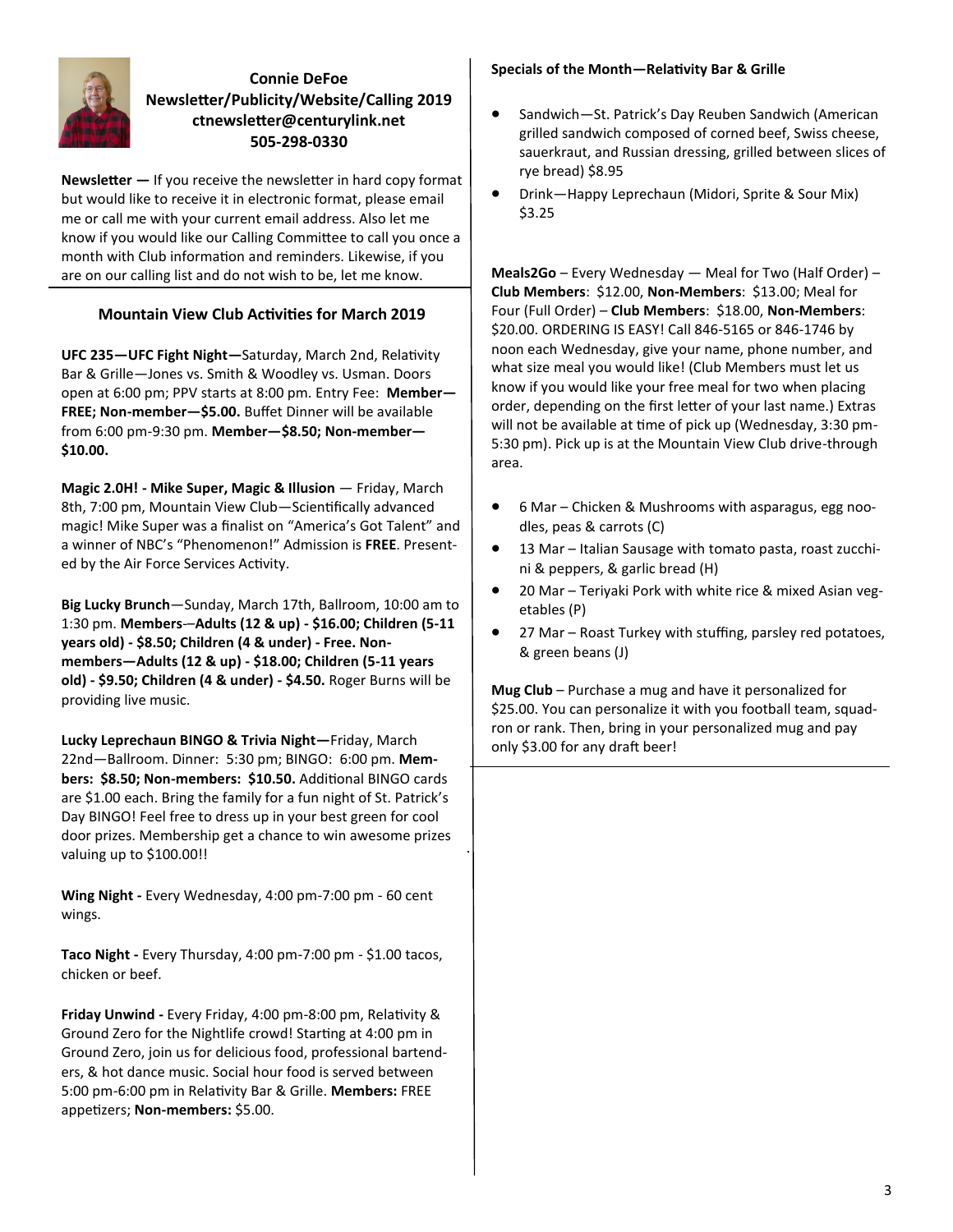### Connie DeFoe
### Newsletter/Publicity/Website/Calling 2019
### ctnewsletter@centurylink.net
### 505-298-0330

**Newsletter —** If you receive the newsletter in hard copy format but would like to receive it in electronic format, please email me or call me with your current email address. Also let me know if you would like our Calling Committee to call you once a month with Club information and reminders. Likewise, if you are on our calling list and do not wish to be, let me know.

## Mountain View Club Activities for March 2019

**UFC 235—UFC Fight Night—**Saturday, March 2nd, Relativity Bar & Grille—Jones vs. Smith & Woodley vs. Usman. Doors open at 6:00 pm; PPV starts at 8:00 pm. Entry Fee: **Member—FREE; Non-member—$5.00.** Buffet Dinner will be available from 6:00 pm-9:30 pm. **Member—$8.50; Non-member—$10.00.**

**Magic 2.0H! - Mike Super, Magic & Illusion** — Friday, March 8th, 7:00 pm, Mountain View Club—Scientifically advanced magic! Mike Super was a finalist on "America's Got Talent" and a winner of NBC's "Phenomenon!" Admission is **FREE**. Presented by the Air Force Services Activity.

**Big Lucky Brunch**—Sunday, March 17th, Ballroom, 10:00 am to 1:30 pm. **Members**—**Adults (12 & up) - $16.00; Children (5-11 years old) - $8.50; Children (4 & under) - Free. Non-members—Adults (12 & up) - $18.00; Children (5-11 years old) - $9.50; Children (4 & under) - $4.50.** Roger Burns will be providing live music.

**Lucky Leprechaun BINGO & Trivia Night—**Friday, March 22nd—Ballroom. Dinner: 5:30 pm; BINGO: 6:00 pm. **Members: $8.50; Non-members: $10.50.** Additional BINGO cards are $1.00 each. Bring the family for a fun night of St. Patrick's Day BINGO! Feel free to dress up in your best green for cool door prizes. Membership get a chance to win awesome prizes valuing up to $100.00!!

**Wing Night -** Every Wednesday, 4:00 pm-7:00 pm - 60 cent wings.

**Taco Night -** Every Thursday, 4:00 pm-7:00 pm - $1.00 tacos, chicken or beef.

**Friday Unwind -** Every Friday, 4:00 pm-8:00 pm, Relativity & Ground Zero for the Nightlife crowd! Starting at 4:00 pm in Ground Zero, join us for delicious food, professional bartenders, & hot dance music. Social hour food is served between 5:00 pm-6:00 pm in Relativity Bar & Grille. **Members:** FREE appetizers; **Non-members:** $5.00.

**Specials of the Month—Relativity Bar & Grille**

- Sandwich—St. Patrick's Day Reuben Sandwich (American grilled sandwich composed of corned beef, Swiss cheese, sauerkraut, and Russian dressing, grilled between slices of rye bread) $8.95
- Drink—Happy Leprechaun (Midori, Sprite & Sour Mix) $3.25

**Meals2Go** – Every Wednesday — Meal for Two (Half Order) – **Club Members**: $12.00, **Non-Members**: $13.00; Meal for Four (Full Order) – **Club Members**: $18.00, **Non-Members**: $20.00. ORDERING IS EASY! Call 846-5165 or 846-1746 by noon each Wednesday, give your name, phone number, and what size meal you would like! (Club Members must let us know if you would like your free meal for two when placing order, depending on the first letter of your last name.) Extras will not be available at time of pick up (Wednesday, 3:30 pm-5:30 pm). Pick up is at the Mountain View Club drive-through area.

- 6 Mar – Chicken & Mushrooms with asparagus, egg noodles, peas & carrots (C)
- 13 Mar – Italian Sausage with tomato pasta, roast zucchini & peppers, & garlic bread (H)
- 20 Mar – Teriyaki Pork with white rice & mixed Asian vegetables (P)
- 27 Mar – Roast Turkey with stuffing, parsley red potatoes, & green beans (J)

**Mug Club** – Purchase a mug and have it personalized for $25.00. You can personalize it with you football team, squadron or rank. Then, bring in your personalized mug and pay only $3.00 for any draft beer!